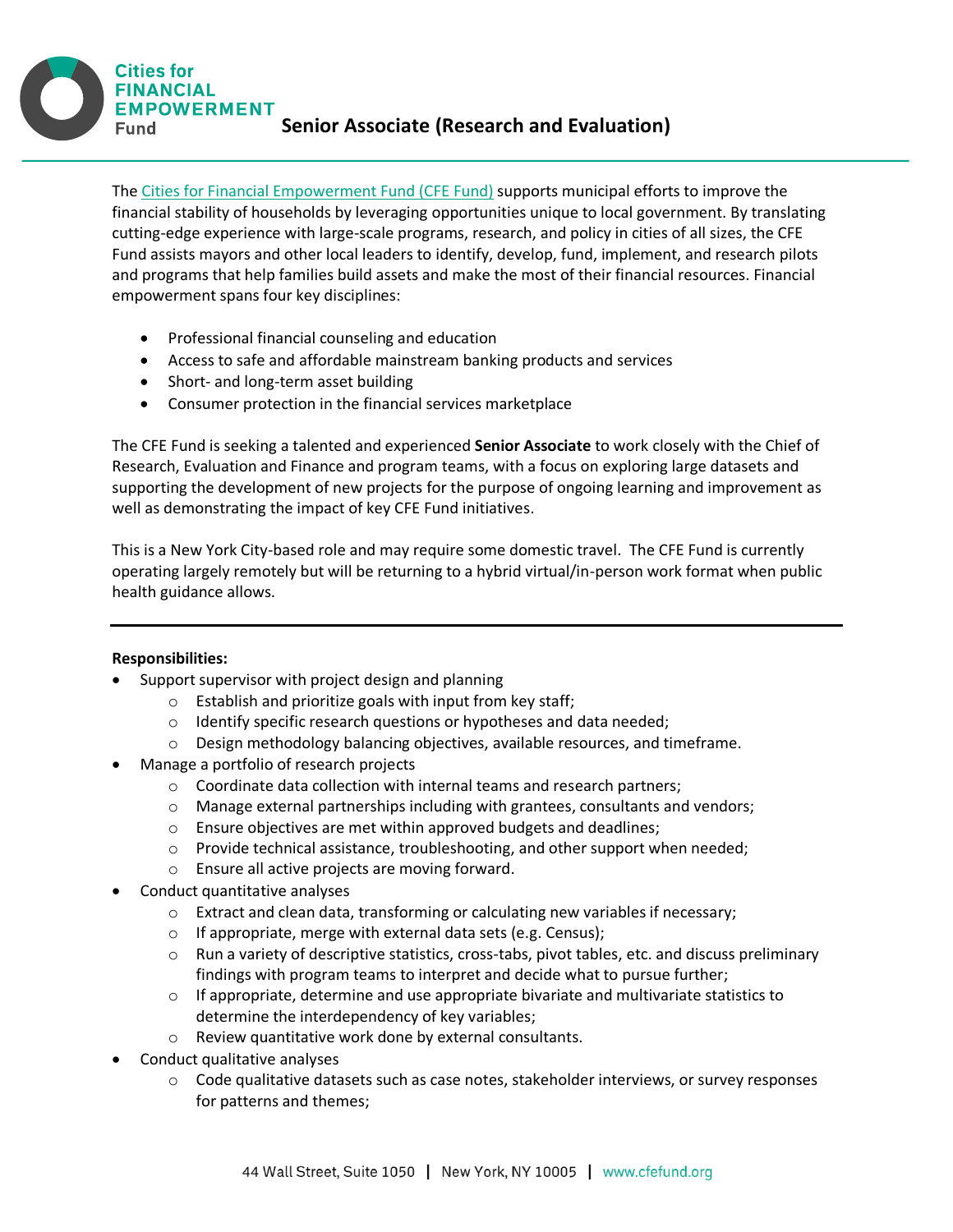Cities for FINANCIAL EMPOWERMENT Fund

# Senior Associate (Research and Evaluation)

The [Cities for Financial Empowerment Fund (CFE Fund)](www.cfefund.org) supports municipal efforts to improve the financial stability of households by leveraging opportunities unique to local government. By translating cutting-edge experience with large-scale programs, research, and policy in cities of all sizes, the CFE Fund assists mayors and other local leaders to identify, develop, fund, implement, and research pilots and programs that help families build assets and make the most of their financial resources. Financial empowerment spans four key disciplines:

- Professional financial counseling and education
- Access to safe and affordable mainstream banking products and services
- Short- and long-term asset building
- Consumer protection in the financial services marketplace

The CFE Fund is seeking a talented and experienced **Senior Associate** to work closely with the Chief of Research, Evaluation and Finance and program teams, with a focus on exploring large datasets and supporting the development of new projects for the purpose of ongoing learning and improvement as well as demonstrating the impact of key CFE Fund initiatives.

This is a New York City-based role and may require some domestic travel. The CFE Fund is currently operating largely remotely but will be returning to a hybrid virtual/in-person work format when public health guidance allows.

---

**Responsibilities:**

- Support supervisor with project design and planning
  - Establish and prioritize goals with input from key staff;
  - Identify specific research questions or hypotheses and data needed;
  - Design methodology balancing objectives, available resources, and timeframe.
- Manage a portfolio of research projects
  - Coordinate data collection with internal teams and research partners;
  - Manage external partnerships including with grantees, consultants and vendors;
  - Ensure objectives are met within approved budgets and deadlines;
  - Provide technical assistance, troubleshooting, and other support when needed;
  - Ensure all active projects are moving forward.
- Conduct quantitative analyses
  - Extract and clean data, transforming or calculating new variables if necessary;
  - If appropriate, merge with external data sets (e.g. Census);
  - Run a variety of descriptive statistics, cross-tabs, pivot tables, etc. and discuss preliminary findings with program teams to interpret and decide what to pursue further;
  - If appropriate, determine and use appropriate bivariate and multivariate statistics to determine the interdependency of key variables;
  - Review quantitative work done by external consultants.
- Conduct qualitative analyses
  - Code qualitative datasets such as case notes, stakeholder interviews, or survey responses for patterns and themes;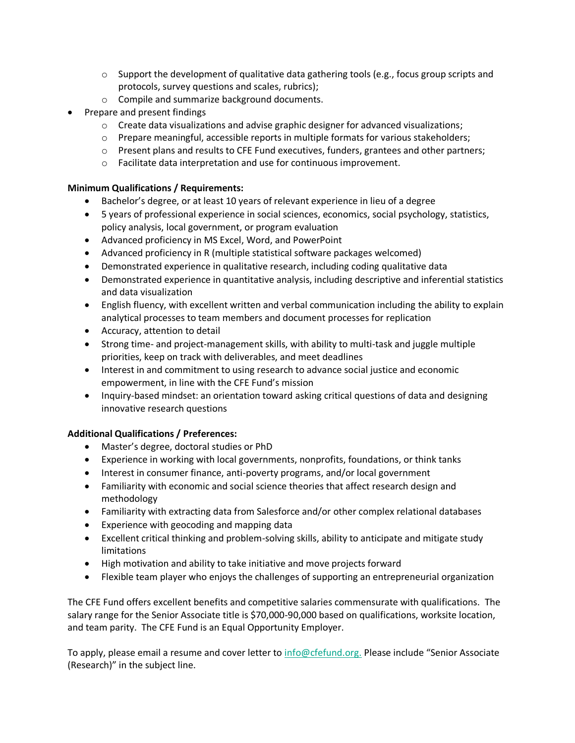- Support the development of qualitative data gathering tools (e.g., focus group scripts and protocols, survey questions and scales, rubrics);
  - Compile and summarize background documents.
- Prepare and present findings
  - Create data visualizations and advise graphic designer for advanced visualizations;
  - Prepare meaningful, accessible reports in multiple formats for various stakeholders;
  - Present plans and results to CFE Fund executives, funders, grantees and other partners;
  - Facilitate data interpretation and use for continuous improvement.

**Minimum Qualifications / Requirements:**

- Bachelor's degree, or at least 10 years of relevant experience in lieu of a degree
- 5 years of professional experience in social sciences, economics, social psychology, statistics, policy analysis, local government, or program evaluation
- Advanced proficiency in MS Excel, Word, and PowerPoint
- Advanced proficiency in R (multiple statistical software packages welcomed)
- Demonstrated experience in qualitative research, including coding qualitative data
- Demonstrated experience in quantitative analysis, including descriptive and inferential statistics and data visualization
- English fluency, with excellent written and verbal communication including the ability to explain analytical processes to team members and document processes for replication
- Accuracy, attention to detail
- Strong time- and project-management skills, with ability to multi-task and juggle multiple priorities, keep on track with deliverables, and meet deadlines
- Interest in and commitment to using research to advance social justice and economic empowerment, in line with the CFE Fund's mission
- Inquiry-based mindset: an orientation toward asking critical questions of data and designing innovative research questions

**Additional Qualifications / Preferences:**

- Master's degree, doctoral studies or PhD
- Experience in working with local governments, nonprofits, foundations, or think tanks
- Interest in consumer finance, anti-poverty programs, and/or local government
- Familiarity with economic and social science theories that affect research design and methodology
- Familiarity with extracting data from Salesforce and/or other complex relational databases
- Experience with geocoding and mapping data
- Excellent critical thinking and problem-solving skills, ability to anticipate and mitigate study limitations
- High motivation and ability to take initiative and move projects forward
- Flexible team player who enjoys the challenges of supporting an entrepreneurial organization

The CFE Fund offers excellent benefits and competitive salaries commensurate with qualifications. The salary range for the Senior Associate title is $70,000-90,000 based on qualifications, worksite location, and team parity. The CFE Fund is an Equal Opportunity Employer.

To apply, please email a resume and cover letter to info@cfefund.org. Please include "Senior Associate (Research)" in the subject line.